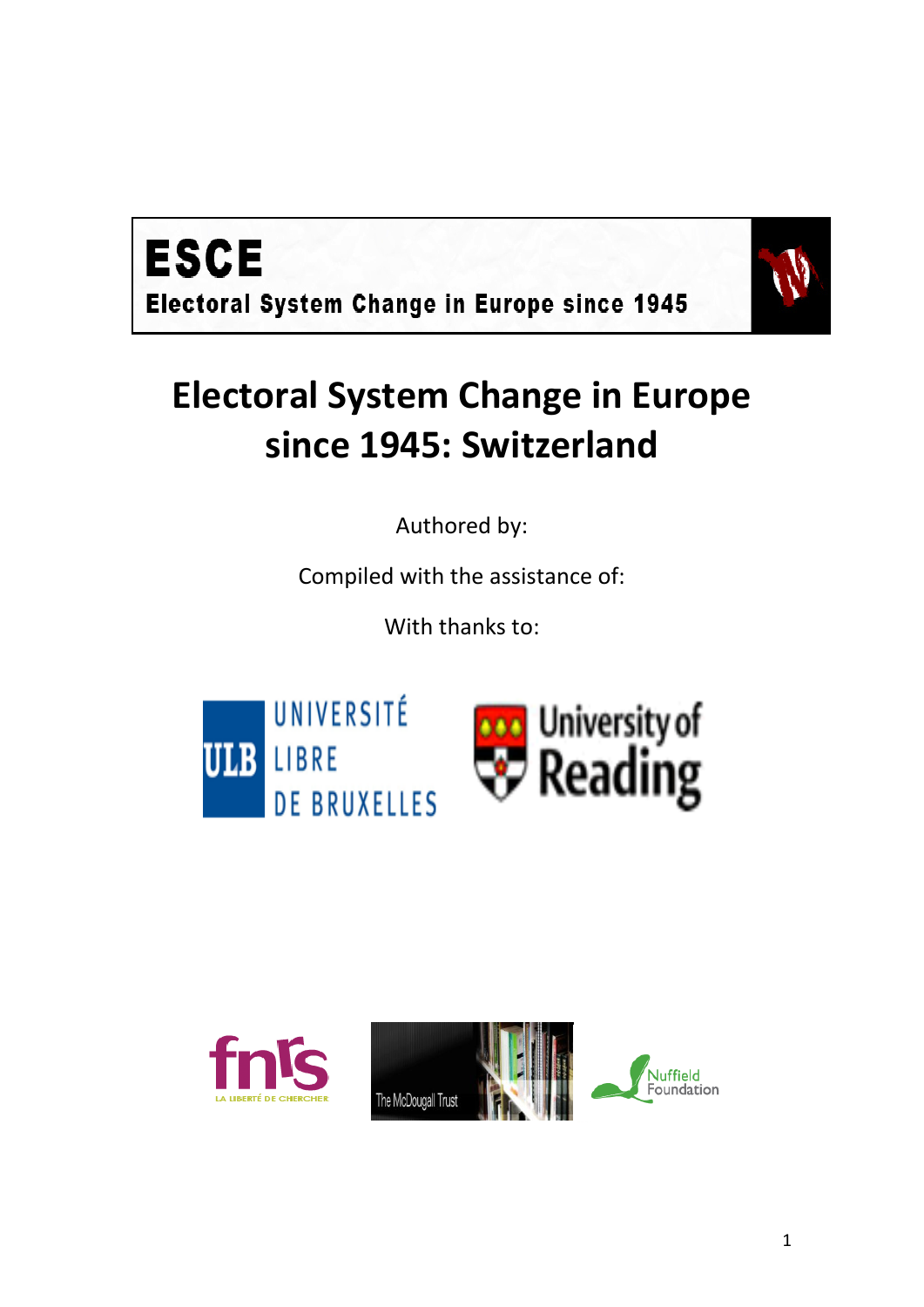**ESCE**

**Electoral System Change in Europe since 1945**

# Electoral System Change in Europe since 1945: Switzerland

Authored by:

Compiled with the assistance of:

With thanks to: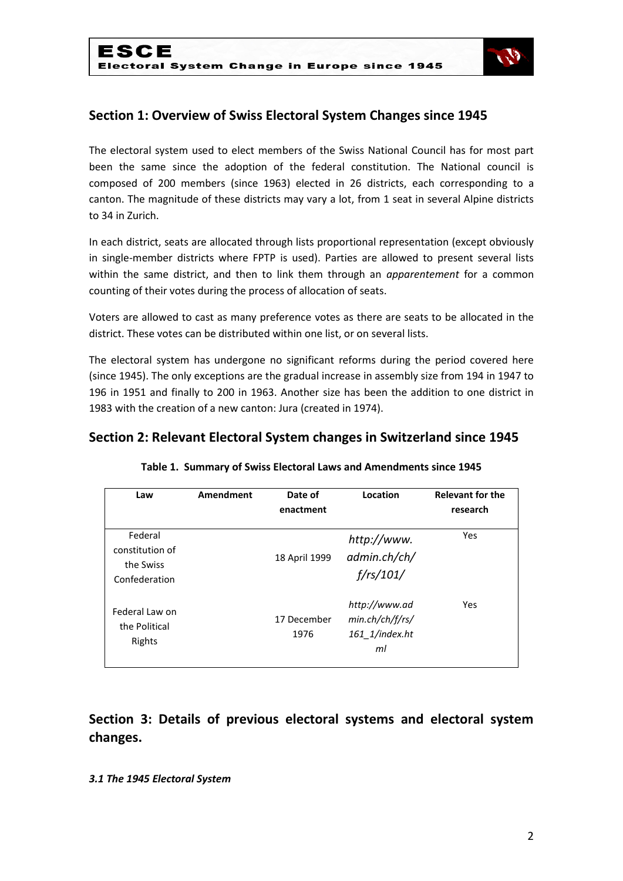## Section 1: Overview of Swiss Electoral System Changes since 1945

The electoral system used to elect members of the Swiss National Council has for most part been the same since the adoption of the federal constitution. The National council is composed of 200 members (since 1963) elected in 26 districts, each corresponding to a canton. The magnitude of these districts may vary a lot, from 1 seat in several Alpine districts to 34 in Zurich.

In each district, seats are allocated through lists proportional representation (except obviously in single-member districts where FPTP is used). Parties are allowed to present several lists within the same district, and then to link them through an *apparentement* for a common counting of their votes during the process of allocation of seats.

Voters are allowed to cast as many preference votes as there are seats to be allocated in the district. These votes can be distributed within one list, or on several lists.

The electoral system has undergone no significant reforms during the period covered here (since 1945). The only exceptions are the gradual increase in assembly size from 194 in 1947 to 196 in 1951 and finally to 200 in 1963. Another size has been the addition to one district in 1983 with the creation of a new canton: Jura (created in 1974).

## Section 2: Relevant Electoral System changes in Switzerland since 1945

**Table 1. Summary of Swiss Electoral Laws and Amendments since 1945**

| Law | Amendment | Date of enactment | Location | Relevant for the research |
|---|---|---|---|---|
| Federal constitution of the Swiss Confederation | | 18 April 1999 | *http://www.admin.ch/ch/f/rs/101/* | Yes |
| Federal Law on the Political Rights | | 17 December 1976 | *http://www.admin.ch/ch/f/rs/161_1/index.html* | Yes |

## Section 3: Details of previous electoral systems and electoral system changes.

***3.1 The 1945 Electoral System***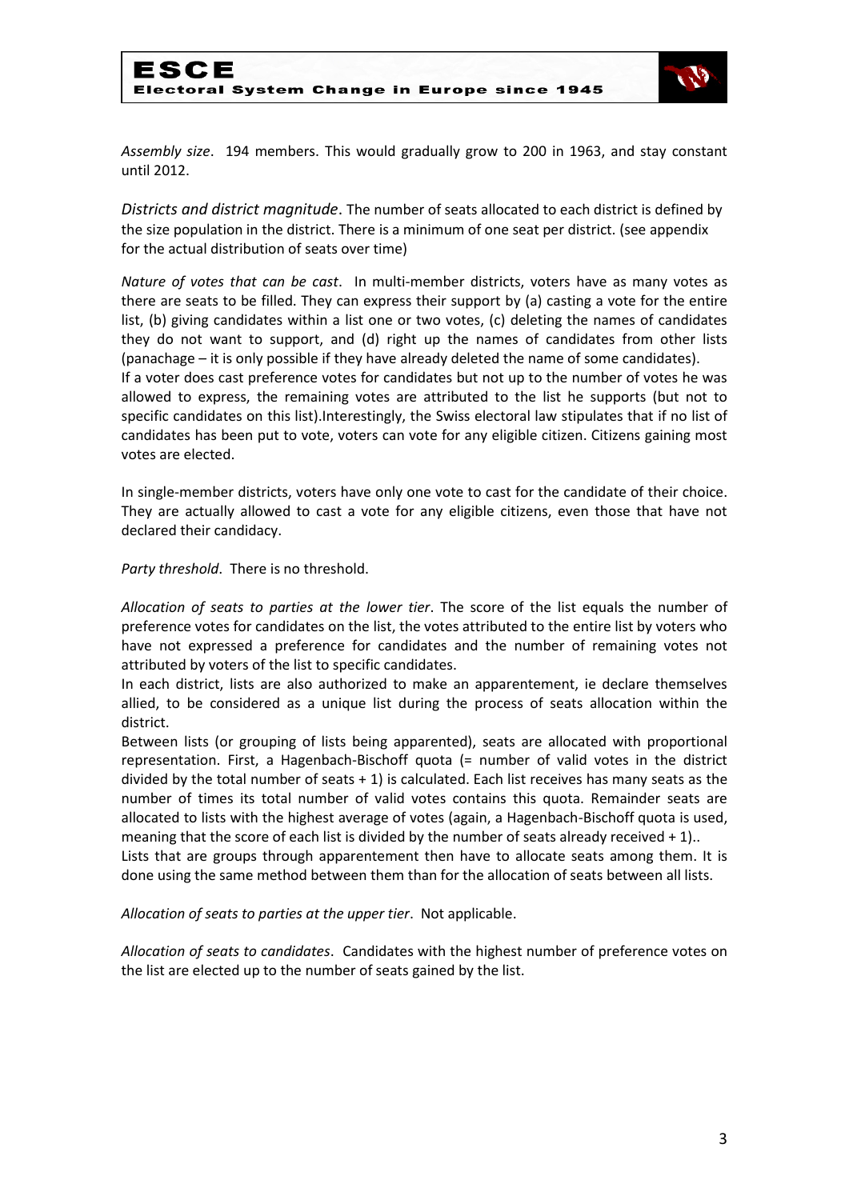*Assembly size*. 194 members. This would gradually grow to 200 in 1963, and stay constant until 2012.

*Districts and district magnitude*. The number of seats allocated to each district is defined by the size population in the district. There is a minimum of one seat per district. (see appendix for the actual distribution of seats over time)

*Nature of votes that can be cast*. In multi-member districts, voters have as many votes as there are seats to be filled. They can express their support by (a) casting a vote for the entire list, (b) giving candidates within a list one or two votes, (c) deleting the names of candidates they do not want to support, and (d) right up the names of candidates from other lists (panachage – it is only possible if they have already deleted the name of some candidates).

If a voter does cast preference votes for candidates but not up to the number of votes he was allowed to express, the remaining votes are attributed to the list he supports (but not to specific candidates on this list).Interestingly, the Swiss electoral law stipulates that if no list of candidates has been put to vote, voters can vote for any eligible citizen. Citizens gaining most votes are elected.

In single-member districts, voters have only one vote to cast for the candidate of their choice. They are actually allowed to cast a vote for any eligible citizens, even those that have not declared their candidacy.

*Party threshold*. There is no threshold.

*Allocation of seats to parties at the lower tier*. The score of the list equals the number of preference votes for candidates on the list, the votes attributed to the entire list by voters who have not expressed a preference for candidates and the number of remaining votes not attributed by voters of the list to specific candidates.

In each district, lists are also authorized to make an apparentement, ie declare themselves allied, to be considered as a unique list during the process of seats allocation within the district.

Between lists (or grouping of lists being apparented), seats are allocated with proportional representation. First, a Hagenbach-Bischoff quota (= number of valid votes in the district divided by the total number of seats + 1) is calculated. Each list receives has many seats as the number of times its total number of valid votes contains this quota. Remainder seats are allocated to lists with the highest average of votes (again, a Hagenbach-Bischoff quota is used, meaning that the score of each list is divided by the number of seats already received + 1)..

Lists that are groups through apparentement then have to allocate seats among them. It is done using the same method between them than for the allocation of seats between all lists.

*Allocation of seats to parties at the upper tier*. Not applicable.

*Allocation of seats to candidates*. Candidates with the highest number of preference votes on the list are elected up to the number of seats gained by the list.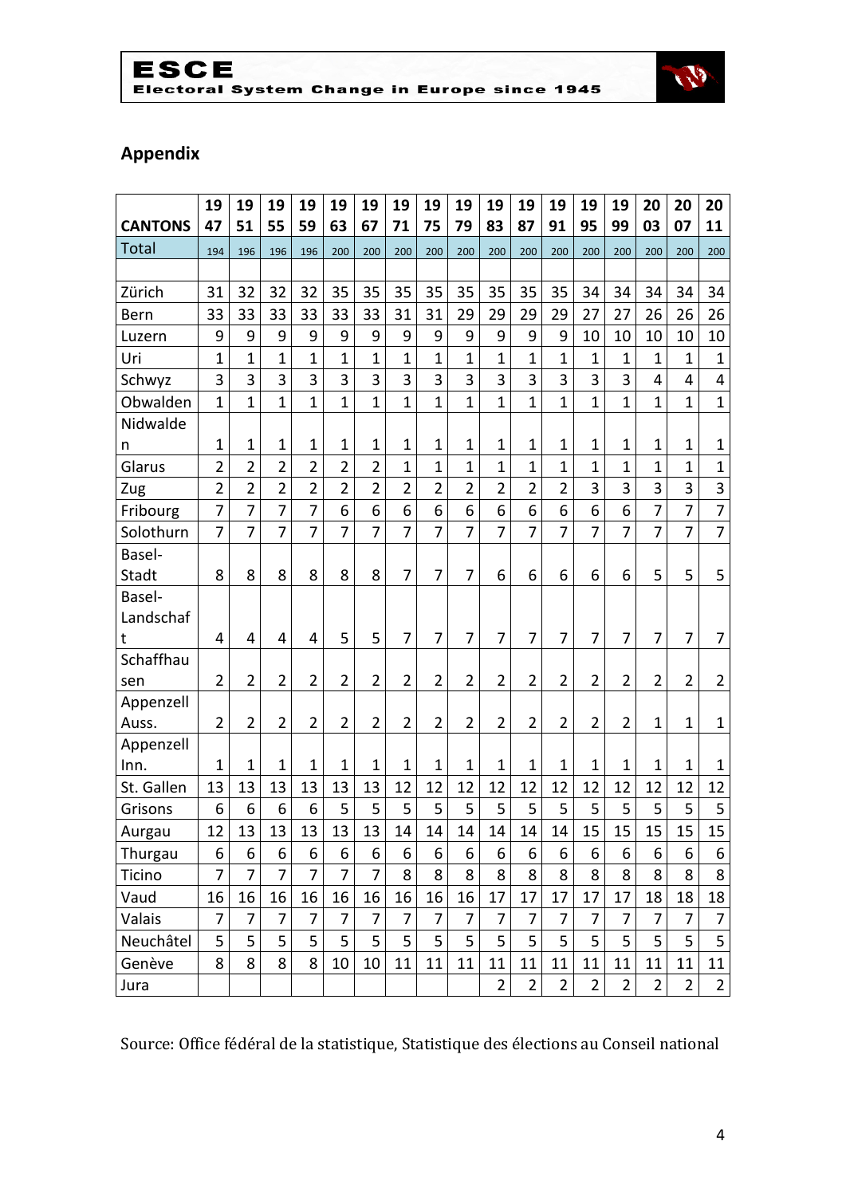## Appendix

| CANTONS | 1947 | 1951 | 1955 | 1959 | 1963 | 1967 | 1971 | 1975 | 1979 | 1983 | 1987 | 1991 | 1995 | 1999 | 2003 | 2007 | 2011 |
|---|---|---|---|---|---|---|---|---|---|---|---|---|---|---|---|---|---|
| Total | 194 | 196 | 196 | 196 | 200 | 200 | 200 | 200 | 200 | 200 | 200 | 200 | 200 | 200 | 200 | 200 | 200 |
| | | | | | | | | | | | | | | | | | |
| Zürich | 31 | 32 | 32 | 32 | 35 | 35 | 35 | 35 | 35 | 35 | 35 | 35 | 34 | 34 | 34 | 34 | 34 |
| Bern | 33 | 33 | 33 | 33 | 33 | 33 | 31 | 31 | 29 | 29 | 29 | 29 | 27 | 27 | 26 | 26 | 26 |
| Luzern | 9 | 9 | 9 | 9 | 9 | 9 | 9 | 9 | 9 | 9 | 9 | 9 | 10 | 10 | 10 | 10 | 10 |
| Uri | 1 | 1 | 1 | 1 | 1 | 1 | 1 | 1 | 1 | 1 | 1 | 1 | 1 | 1 | 1 | 1 | 1 |
| Schwyz | 3 | 3 | 3 | 3 | 3 | 3 | 3 | 3 | 3 | 3 | 3 | 3 | 3 | 3 | 4 | 4 | 4 |
| Obwalden | 1 | 1 | 1 | 1 | 1 | 1 | 1 | 1 | 1 | 1 | 1 | 1 | 1 | 1 | 1 | 1 | 1 |
| Nidwalden | 1 | 1 | 1 | 1 | 1 | 1 | 1 | 1 | 1 | 1 | 1 | 1 | 1 | 1 | 1 | 1 | 1 |
| Glarus | 2 | 2 | 2 | 2 | 2 | 2 | 1 | 1 | 1 | 1 | 1 | 1 | 1 | 1 | 1 | 1 | 1 |
| Zug | 2 | 2 | 2 | 2 | 2 | 2 | 2 | 2 | 2 | 2 | 2 | 2 | 3 | 3 | 3 | 3 | 3 |
| Fribourg | 7 | 7 | 7 | 7 | 6 | 6 | 6 | 6 | 6 | 6 | 6 | 6 | 6 | 6 | 7 | 7 | 7 |
| Solothurn | 7 | 7 | 7 | 7 | 7 | 7 | 7 | 7 | 7 | 7 | 7 | 7 | 7 | 7 | 7 | 7 | 7 |
| Basel-Stadt | 8 | 8 | 8 | 8 | 8 | 8 | 7 | 7 | 7 | 6 | 6 | 6 | 6 | 6 | 5 | 5 | 5 |
| Basel-Landschaft | 4 | 4 | 4 | 4 | 5 | 5 | 7 | 7 | 7 | 7 | 7 | 7 | 7 | 7 | 7 | 7 | 7 |
| Schaffhausen | 2 | 2 | 2 | 2 | 2 | 2 | 2 | 2 | 2 | 2 | 2 | 2 | 2 | 2 | 2 | 2 | 2 |
| Appenzell Auss. | 2 | 2 | 2 | 2 | 2 | 2 | 2 | 2 | 2 | 2 | 2 | 2 | 2 | 2 | 1 | 1 | 1 |
| Appenzell Inn. | 1 | 1 | 1 | 1 | 1 | 1 | 1 | 1 | 1 | 1 | 1 | 1 | 1 | 1 | 1 | 1 | 1 |
| St. Gallen | 13 | 13 | 13 | 13 | 13 | 13 | 12 | 12 | 12 | 12 | 12 | 12 | 12 | 12 | 12 | 12 | 12 |
| Grisons | 6 | 6 | 6 | 6 | 5 | 5 | 5 | 5 | 5 | 5 | 5 | 5 | 5 | 5 | 5 | 5 | 5 |
| Aurgau | 12 | 13 | 13 | 13 | 13 | 13 | 14 | 14 | 14 | 14 | 14 | 14 | 15 | 15 | 15 | 15 | 15 |
| Thurgau | 6 | 6 | 6 | 6 | 6 | 6 | 6 | 6 | 6 | 6 | 6 | 6 | 6 | 6 | 6 | 6 | 6 |
| Ticino | 7 | 7 | 7 | 7 | 7 | 7 | 8 | 8 | 8 | 8 | 8 | 8 | 8 | 8 | 8 | 8 | 8 |
| Vaud | 16 | 16 | 16 | 16 | 16 | 16 | 16 | 16 | 16 | 17 | 17 | 17 | 17 | 17 | 18 | 18 | 18 |
| Valais | 7 | 7 | 7 | 7 | 7 | 7 | 7 | 7 | 7 | 7 | 7 | 7 | 7 | 7 | 7 | 7 | 7 |
| Neuchâtel | 5 | 5 | 5 | 5 | 5 | 5 | 5 | 5 | 5 | 5 | 5 | 5 | 5 | 5 | 5 | 5 | 5 |
| Genève | 8 | 8 | 8 | 8 | 10 | 10 | 11 | 11 | 11 | 11 | 11 | 11 | 11 | 11 | 11 | 11 | 11 |
| Jura | | | | | | | | | | 2 | 2 | 2 | 2 | 2 | 2 | 2 | 2 |

Source: Office fédéral de la statistique, Statistique des élections au Conseil national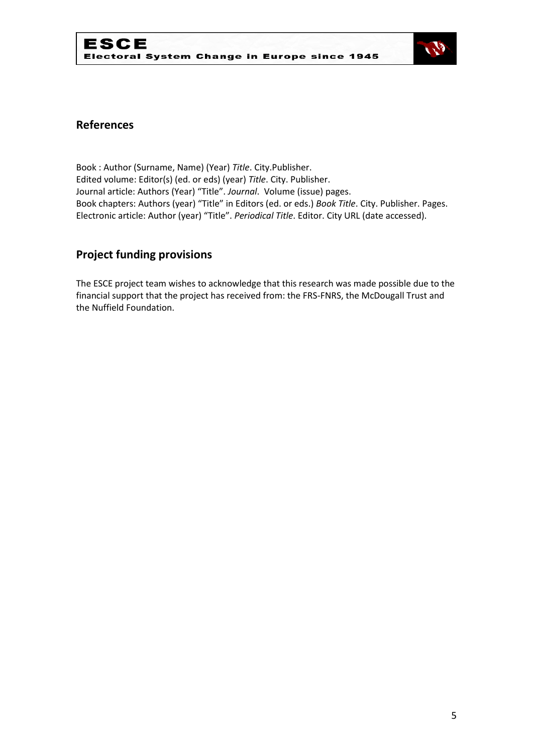## References

Book : Author (Surname, Name) (Year) *Title*. City.Publisher.
Edited volume: Editor(s) (ed. or eds) (year) *Title*. City. Publisher.
Journal article: Authors (Year) "Title". *Journal*. Volume (issue) pages.
Book chapters: Authors (year) "Title" in Editors (ed. or eds.) *Book Title*. City. Publisher. Pages.
Electronic article: Author (year) "Title". *Periodical Title*. Editor. City URL (date accessed).

## Project funding provisions

The ESCE project team wishes to acknowledge that this research was made possible due to the financial support that the project has received from: the FRS-FNRS, the McDougall Trust and the Nuffield Foundation.